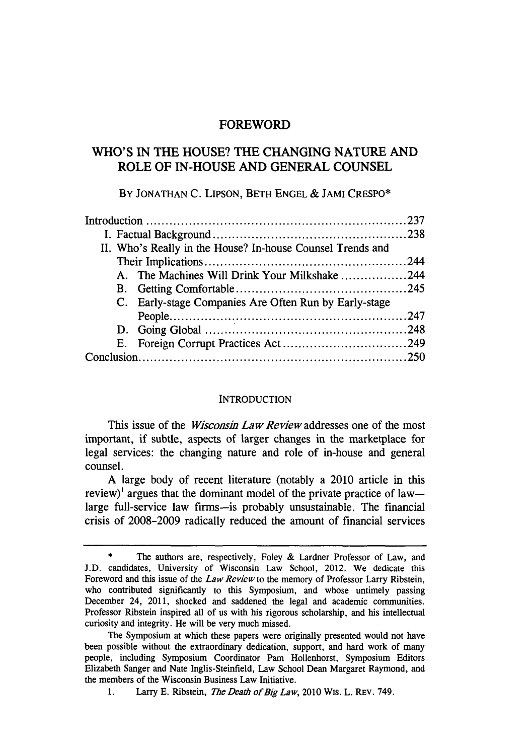# FOREWORD

## WHO'S IN THE HOUSE? THE CHANGING NATURE AND ROLE OF IN-HOUSE AND GENERAL COUNSEL

BY JONATHAN C. LIPSON, BETH ENGEL & JAMI CRESPO*

| | |
|---|---|
| Introduction | 237 |
| I. Factual Background | 238 |
| II. Who's Really in the House? In-house Counsel Trends and Their Implications | 244 |
| A. The Machines Will Drink Your Milkshake | 244 |
| B. Getting Comfortable | 245 |
| C. Early-stage Companies Are Often Run by Early-stage People | 247 |
| D. Going Global | 248 |
| E. Foreign Corrupt Practices Act | 249 |
| Conclusion | 250 |

### INTRODUCTION

This issue of the *Wisconsin Law Review* addresses one of the most important, if subtle, aspects of larger changes in the marketplace for legal services: the changing nature and role of in-house and general counsel.

A large body of recent literature (notably a 2010 article in this review)[1] argues that the dominant model of the private practice of law—large full-service law firms—is probably unsustainable. The financial crisis of 2008-2009 radically reduced the amount of financial services

---

\* The authors are, respectively, Foley & Lardner Professor of Law, and J.D. candidates, University of Wisconsin Law School, 2012. We dedicate this Foreword and this issue of the *Law Review* to the memory of Professor Larry Ribstein, who contributed significantly to this Symposium, and whose untimely passing December 24, 2011, shocked and saddened the legal and academic communities. Professor Ribstein inspired all of us with his rigorous scholarship, and his intellectual curiosity and integrity. He will be very much missed.

The Symposium at which these papers were originally presented would not have been possible without the extraordinary dedication, support, and hard work of many people, including Symposium Coordinator Pam Hollenhorst, Symposium Editors Elizabeth Sanger and Nate Inglis-Steinfield, Law School Dean Margaret Raymond, and the members of the Wisconsin Business Law Initiative.

1. Larry E. Ribstein, *The Death of Big Law*, 2010 WIS. L. REV. 749.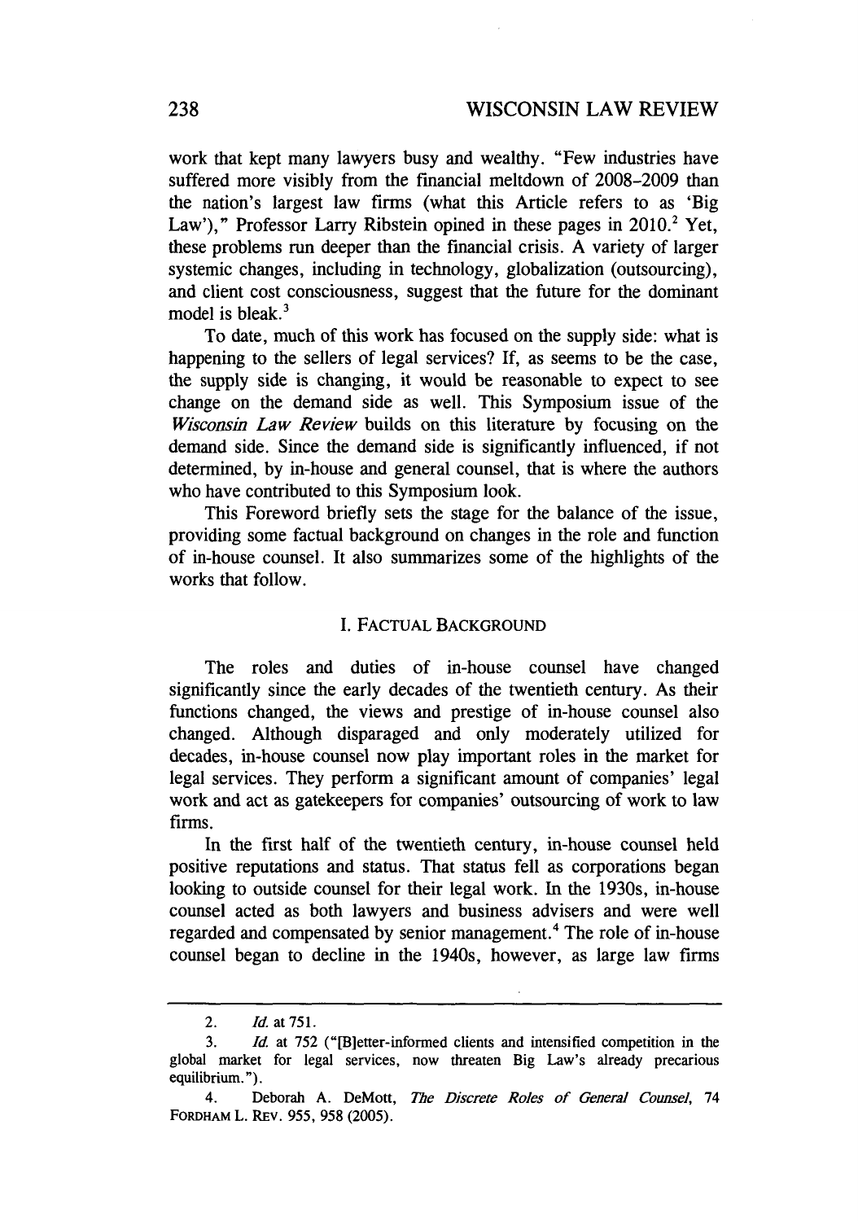work that kept many lawyers busy and wealthy. "Few industries have suffered more visibly from the financial meltdown of 2008–2009 than the nation's largest law firms (what this Article refers to as 'Big Law')," Professor Larry Ribstein opined in these pages in 2010.[2] Yet, these problems run deeper than the financial crisis. A variety of larger systemic changes, including in technology, globalization (outsourcing), and client cost consciousness, suggest that the future for the dominant model is bleak.[3]

To date, much of this work has focused on the supply side: what is happening to the sellers of legal services? If, as seems to be the case, the supply side is changing, it would be reasonable to expect to see change on the demand side as well. This Symposium issue of the *Wisconsin Law Review* builds on this literature by focusing on the demand side. Since the demand side is significantly influenced, if not determined, by in-house and general counsel, that is where the authors who have contributed to this Symposium look.

This Foreword briefly sets the stage for the balance of the issue, providing some factual background on changes in the role and function of in-house counsel. It also summarizes some of the highlights of the works that follow.

## I. FACTUAL BACKGROUND

The roles and duties of in-house counsel have changed significantly since the early decades of the twentieth century. As their functions changed, the views and prestige of in-house counsel also changed. Although disparaged and only moderately utilized for decades, in-house counsel now play important roles in the market for legal services. They perform a significant amount of companies' legal work and act as gatekeepers for companies' outsourcing of work to law firms.

In the first half of the twentieth century, in-house counsel held positive reputations and status. That status fell as corporations began looking to outside counsel for their legal work. In the 1930s, in-house counsel acted as both lawyers and business advisers and were well regarded and compensated by senior management.[4] The role of in-house counsel began to decline in the 1940s, however, as large law firms

---

2. *Id.* at 751.

3. *Id.* at 752 ("[B]etter-informed clients and intensified competition in the global market for legal services, now threaten Big Law's already precarious equilibrium.").

4. Deborah A. DeMott, *The Discrete Roles of General Counsel*, 74 FORDHAM L. REV. 955, 958 (2005).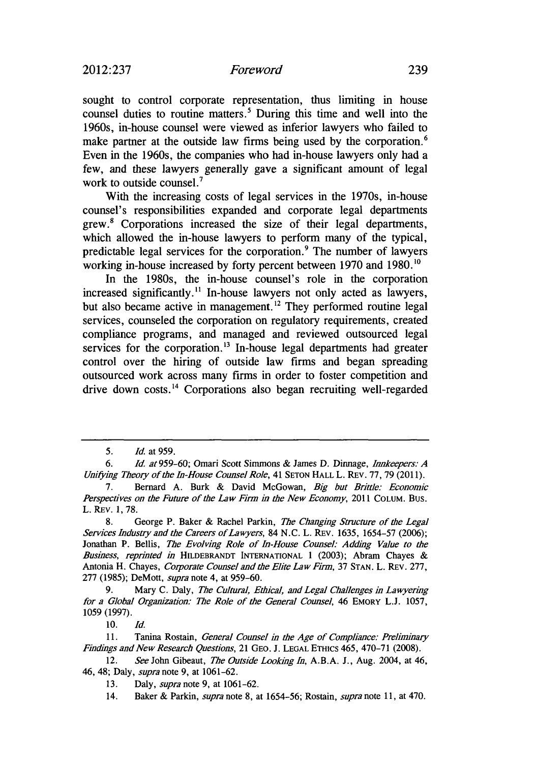sought to control corporate representation, thus limiting in house counsel duties to routine matters.[5] During this time and well into the 1960s, in-house counsel were viewed as inferior lawyers who failed to make partner at the outside law firms being used by the corporation.[6] Even in the 1960s, the companies who had in-house lawyers only had a few, and these lawyers generally gave a significant amount of legal work to outside counsel.[7]

With the increasing costs of legal services in the 1970s, in-house counsel's responsibilities expanded and corporate legal departments grew.[8] Corporations increased the size of their legal departments, which allowed the in-house lawyers to perform many of the typical, predictable legal services for the corporation.[9] The number of lawyers working in-house increased by forty percent between 1970 and 1980.[10]

In the 1980s, the in-house counsel's role in the corporation increased significantly.[11] In-house lawyers not only acted as lawyers, but also became active in management.[12] They performed routine legal services, counseled the corporation on regulatory requirements, created compliance programs, and managed and reviewed outsourced legal services for the corporation.[13] In-house legal departments had greater control over the hiring of outside law firms and began spreading outsourced work across many firms in order to foster competition and drive down costs.[14] Corporations also began recruiting well-regarded

---

5. *Id.* at 959.

6. *Id. at* 959-60; Omari Scott Simmons & James D. Dinnage, *Innkeepers: A Unifying Theory of the In-House Counsel Role*, 41 SETON HALL L. REV. 77, 79 (2011).

7. Bernard A. Burk & David McGowan, *Big but Brittle: Economic Perspectives on the Future of the Law Firm in the New Economy*, 2011 COLUM. BUS. L. REV. 1, 78.

8. George P. Baker & Rachel Parkin, *The Changing Structure of the Legal Services Industry and the Careers of Lawyers*, 84 N.C. L. REV. 1635, 1654-57 (2006); Jonathan P. Bellis, *The Evolving Role of In-House Counsel: Adding Value to the Business*, *reprinted in* HILDEBRANDT INTERNATIONAL 1 (2003); Abram Chayes & Antonia H. Chayes, *Corporate Counsel and the Elite Law Firm*, 37 STAN. L. REV. 277, 277 (1985); DeMott, *supra* note 4, at 959-60.

9. Mary C. Daly, *The Cultural, Ethical, and Legal Challenges in Lawyering for a Global Organization: The Role of the General Counsel*, 46 EMORY L.J. 1057, 1059 (1997).

10. *Id.*

11. Tanina Rostain, *General Counsel in the Age of Compliance: Preliminary Findings and New Research Questions*, 21 GEO. J. LEGAL ETHICS 465, 470-71 (2008).

12. *See* John Gibeaut, *The Outside Looking In*, A.B.A. J., Aug. 2004, at 46, 46, 48; Daly, *supra* note 9, at 1061-62.

13. Daly, *supra* note 9, at 1061-62.

14. Baker & Parkin, *supra* note 8, at 1654-56; Rostain, *supra* note 11, at 470.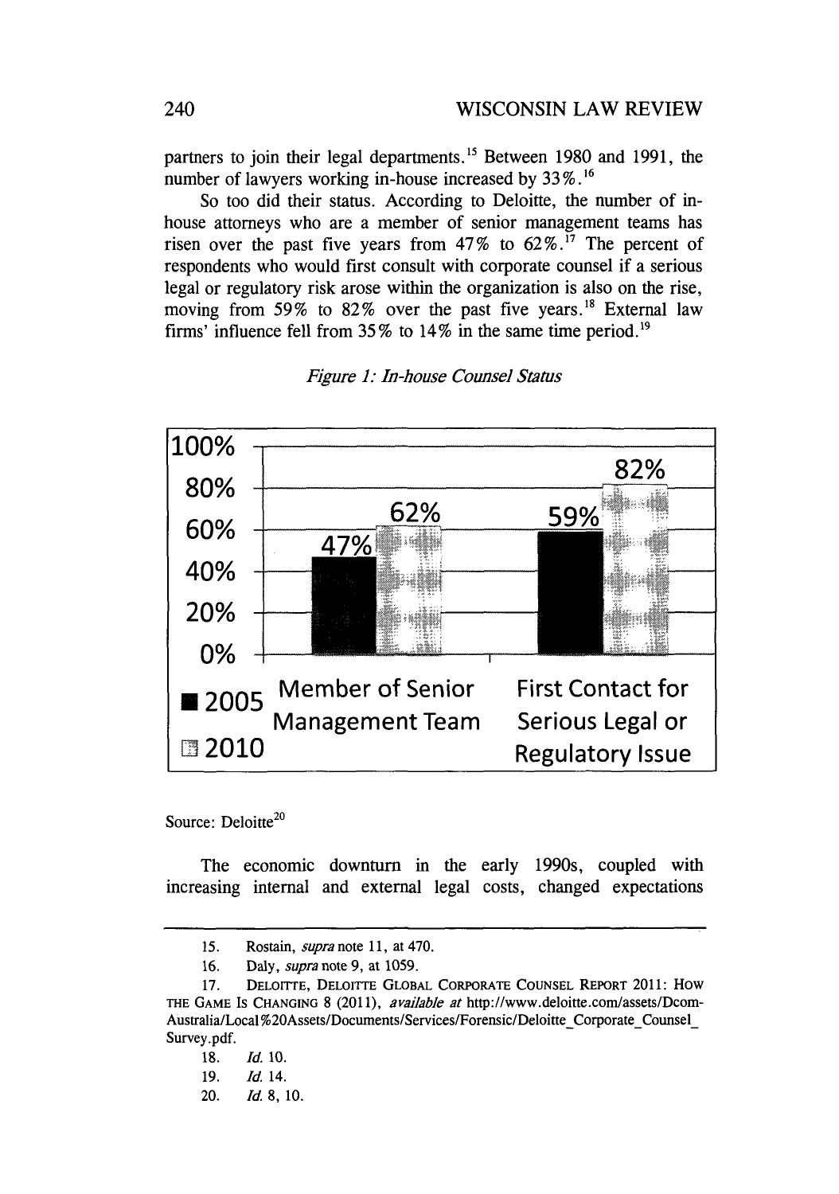partners to join their legal departments.[15] Between 1980 and 1991, the number of lawyers working in-house increased by 33%.[16]

So too did their status. According to Deloitte, the number of in-house attorneys who are a member of senior management teams has risen over the past five years from 47% to 62%.[17] The percent of respondents who would first consult with corporate counsel if a serious legal or regulatory risk arose within the organization is also on the rise, moving from 59% to 82% over the past five years.[18] External law firms' influence fell from 35% to 14% in the same time period.[19]

*Figure 1: In-house Counsel Status*

| | 2005 | 2010 |
|---|---|---|
| Member of Senior Management Team | 47% | 62% |
| First Contact for Serious Legal or Regulatory Issue | 59% | 82% |

Source: Deloitte[20]

The economic downturn in the early 1990s, coupled with increasing internal and external legal costs, changed expectations

---

15. Rostain, *supra* note 11, at 470.

16. Daly, *supra* note 9, at 1059.

17. DELOITTE, DELOITTE GLOBAL CORPORATE COUNSEL REPORT 2011: HOW THE GAME IS CHANGING 8 (2011), *available at* http://www.deloitte.com/assets/Dcom-Australia/Local%20Assets/Documents/Services/Forensic/Deloitte_Corporate_Counsel_Survey.pdf.

18. *Id.* 10.

19. *Id.* 14.

20. *Id.* 8, 10.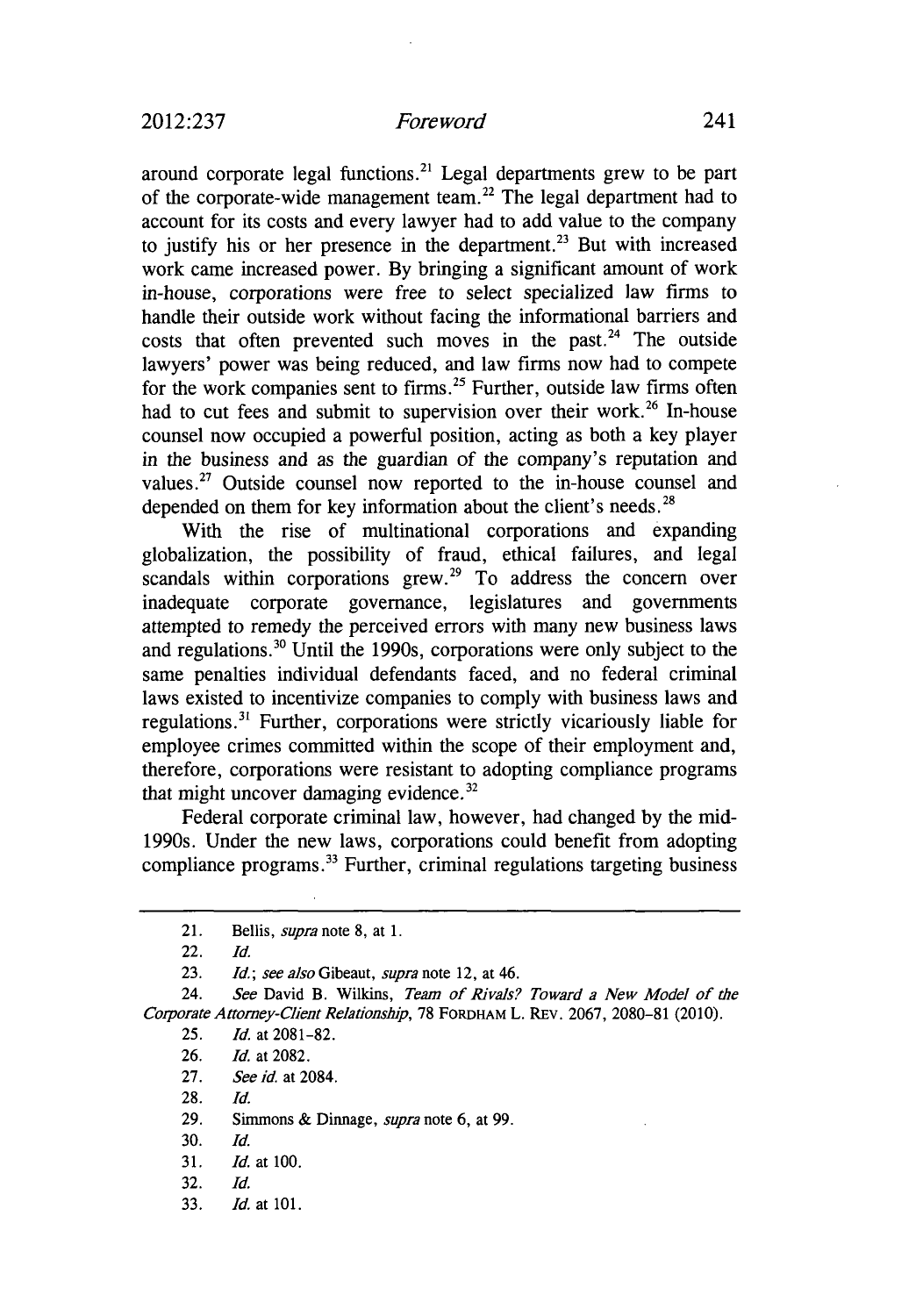around corporate legal functions.[21] Legal departments grew to be part of the corporate-wide management team.[22] The legal department had to account for its costs and every lawyer had to add value to the company to justify his or her presence in the department.[23] But with increased work came increased power. By bringing a significant amount of work in-house, corporations were free to select specialized law firms to handle their outside work without facing the informational barriers and costs that often prevented such moves in the past.[24] The outside lawyers' power was being reduced, and law firms now had to compete for the work companies sent to firms.[25] Further, outside law firms often had to cut fees and submit to supervision over their work.[26] In-house counsel now occupied a powerful position, acting as both a key player in the business and as the guardian of the company's reputation and values.[27] Outside counsel now reported to the in-house counsel and depended on them for key information about the client's needs.[28]

With the rise of multinational corporations and expanding globalization, the possibility of fraud, ethical failures, and legal scandals within corporations grew.[29] To address the concern over inadequate corporate governance, legislatures and governments attempted to remedy the perceived errors with many new business laws and regulations.[30] Until the 1990s, corporations were only subject to the same penalties individual defendants faced, and no federal criminal laws existed to incentivize companies to comply with business laws and regulations.[31] Further, corporations were strictly vicariously liable for employee crimes committed within the scope of their employment and, therefore, corporations were resistant to adopting compliance programs that might uncover damaging evidence.[32]

Federal corporate criminal law, however, had changed by the mid-1990s. Under the new laws, corporations could benefit from adopting compliance programs.[33] Further, criminal regulations targeting business

---

21. Bellis, *supra* note 8, at 1.

22. *Id.*

23. *Id.*; *see also* Gibeaut, *supra* note 12, at 46.

24. *See* David B. Wilkins, *Team of Rivals? Toward a New Model of the Corporate Attorney-Client Relationship*, 78 FORDHAM L. REV. 2067, 2080–81 (2010).

25. *Id.* at 2081–82.

26. *Id.* at 2082.

27. *See id.* at 2084.

28. *Id.*

29. Simmons & Dinnage, *supra* note 6, at 99.

30. *Id.*

31. *Id.* at 100.

32. *Id.*

33. *Id.* at 101.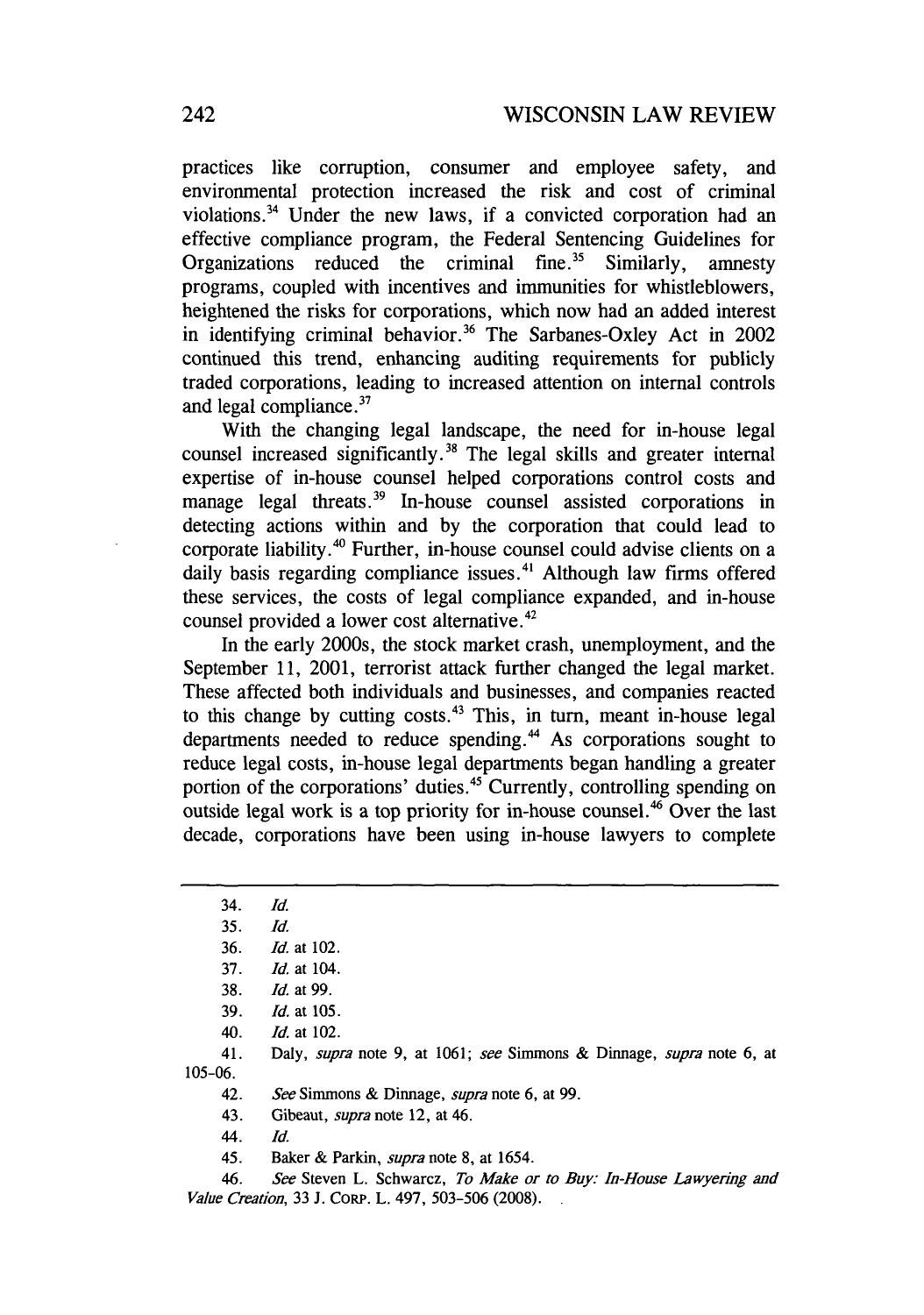practices like corruption, consumer and employee safety, and environmental protection increased the risk and cost of criminal violations.[34] Under the new laws, if a convicted corporation had an effective compliance program, the Federal Sentencing Guidelines for Organizations reduced the criminal fine.[35] Similarly, amnesty programs, coupled with incentives and immunities for whistleblowers, heightened the risks for corporations, which now had an added interest in identifying criminal behavior.[36] The Sarbanes-Oxley Act in 2002 continued this trend, enhancing auditing requirements for publicly traded corporations, leading to increased attention on internal controls and legal compliance.[37]

With the changing legal landscape, the need for in-house legal counsel increased significantly.[38] The legal skills and greater internal expertise of in-house counsel helped corporations control costs and manage legal threats.[39] In-house counsel assisted corporations in detecting actions within and by the corporation that could lead to corporate liability.[40] Further, in-house counsel could advise clients on a daily basis regarding compliance issues.[41] Although law firms offered these services, the costs of legal compliance expanded, and in-house counsel provided a lower cost alternative.[42]

In the early 2000s, the stock market crash, unemployment, and the September 11, 2001, terrorist attack further changed the legal market. These affected both individuals and businesses, and companies reacted to this change by cutting costs.[43] This, in turn, meant in-house legal departments needed to reduce spending.[44] As corporations sought to reduce legal costs, in-house legal departments began handling a greater portion of the corporations' duties.[45] Currently, controlling spending on outside legal work is a top priority for in-house counsel.[46] Over the last decade, corporations have been using in-house lawyers to complete

---

34. *Id.*
35. *Id.*
36. *Id.* at 102.
37. *Id.* at 104.
38. *Id.* at 99.
39. *Id.* at 105.
40. *Id.* at 102.
41. Daly, *supra* note 9, at 1061; *see* Simmons & Dinnage, *supra* note 6, at 105-06.
42. *See* Simmons & Dinnage, *supra* note 6, at 99.
43. Gibeaut, *supra* note 12, at 46.
44. *Id.*
45. Baker & Parkin, *supra* note 8, at 1654.
46. *See* Steven L. Schwarcz, *To Make or to Buy: In-House Lawyering and Value Creation*, 33 J. CORP. L. 497, 503-506 (2008).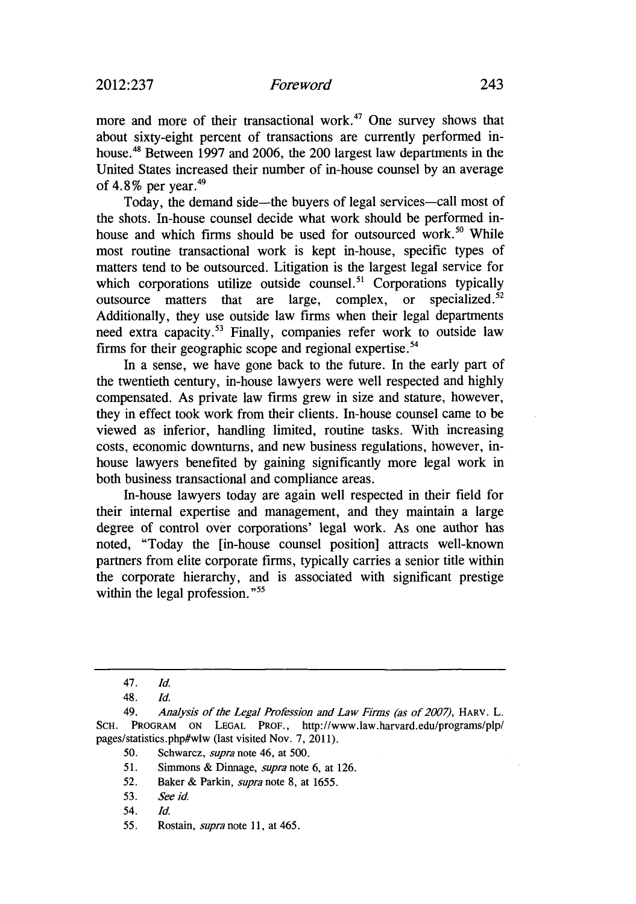more and more of their transactional work.[47] One survey shows that about sixty-eight percent of transactions are currently performed in-house.[48] Between 1997 and 2006, the 200 largest law departments in the United States increased their number of in-house counsel by an average of 4.8% per year.[49]

Today, the demand side—the buyers of legal services—call most of the shots. In-house counsel decide what work should be performed in-house and which firms should be used for outsourced work.[50] While most routine transactional work is kept in-house, specific types of matters tend to be outsourced. Litigation is the largest legal service for which corporations utilize outside counsel.[51] Corporations typically outsource matters that are large, complex, or specialized.[52] Additionally, they use outside law firms when their legal departments need extra capacity.[53] Finally, companies refer work to outside law firms for their geographic scope and regional expertise.[54]

In a sense, we have gone back to the future. In the early part of the twentieth century, in-house lawyers were well respected and highly compensated. As private law firms grew in size and stature, however, they in effect took work from their clients. In-house counsel came to be viewed as inferior, handling limited, routine tasks. With increasing costs, economic downturns, and new business regulations, however, in-house lawyers benefited by gaining significantly more legal work in both business transactional and compliance areas.

In-house lawyers today are again well respected in their field for their internal expertise and management, and they maintain a large degree of control over corporations' legal work. As one author has noted, "Today the [in-house counsel position] attracts well-known partners from elite corporate firms, typically carries a senior title within the corporate hierarchy, and is associated with significant prestige within the legal profession."[55]

---

47. *Id.*

48. *Id.*

49. *Analysis of the Legal Profession and Law Firms (as of 2007)*, HARV. L. SCH. PROGRAM ON LEGAL PROF., http://www.law.harvard.edu/programs/plp/pages/statistics.php#wlw (last visited Nov. 7, 2011).

50. Schwarcz, *supra* note 46, at 500.

51. Simmons & Dinnage, *supra* note 6, at 126.

52. Baker & Parkin, *supra* note 8, at 1655.

53. *See id.*

54. *Id.*

55. Rostain, *supra* note 11, at 465.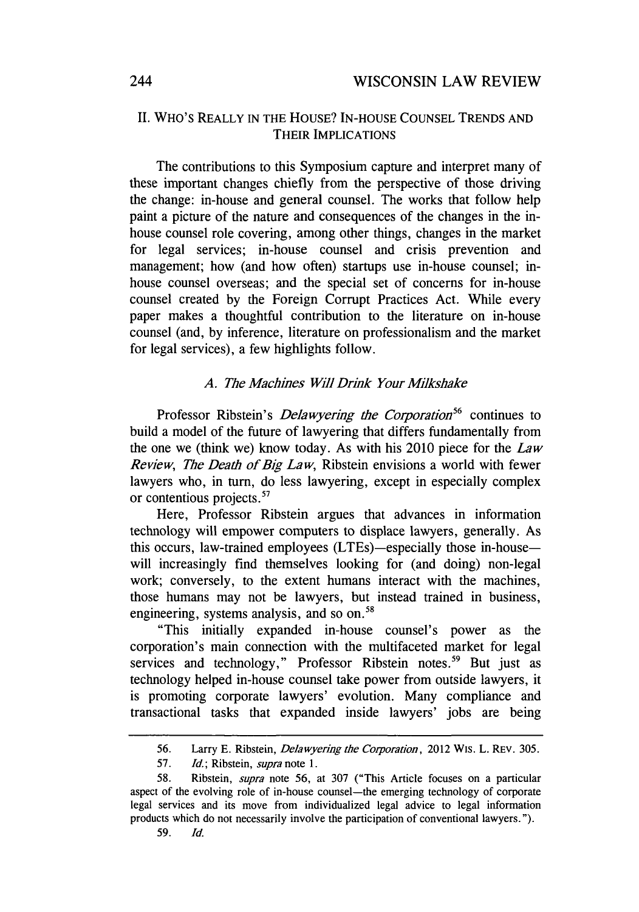## II. WHO'S REALLY IN THE HOUSE? IN-HOUSE COUNSEL TRENDS AND THEIR IMPLICATIONS

The contributions to this Symposium capture and interpret many of these important changes chiefly from the perspective of those driving the change: in-house and general counsel. The works that follow help paint a picture of the nature and consequences of the changes in the in-house counsel role covering, among other things, changes in the market for legal services; in-house counsel and crisis prevention and management; how (and how often) startups use in-house counsel; in-house counsel overseas; and the special set of concerns for in-house counsel created by the Foreign Corrupt Practices Act. While every paper makes a thoughtful contribution to the literature on in-house counsel (and, by inference, literature on professionalism and the market for legal services), a few highlights follow.

### *A. The Machines Will Drink Your Milkshake*

Professor Ribstein's *Delawyering the Corporation*[56] continues to build a model of the future of lawyering that differs fundamentally from the one we (think we) know today. As with his 2010 piece for the *Law Review*, *The Death of Big Law*, Ribstein envisions a world with fewer lawyers who, in turn, do less lawyering, except in especially complex or contentious projects.[57]

Here, Professor Ribstein argues that advances in information technology will empower computers to displace lawyers, generally. As this occurs, law-trained employees (LTEs)—especially those in-house—will increasingly find themselves looking for (and doing) non-legal work; conversely, to the extent humans interact with the machines, those humans may not be lawyers, but instead trained in business, engineering, systems analysis, and so on.[58]

"This initially expanded in-house counsel's power as the corporation's main connection with the multifaceted market for legal services and technology," Professor Ribstein notes.[59] But just as technology helped in-house counsel take power from outside lawyers, it is promoting corporate lawyers' evolution. Many compliance and transactional tasks that expanded inside lawyers' jobs are being

---

56. Larry E. Ribstein, *Delawyering the Corporation*, 2012 WIS. L. REV. 305.

57. *Id.*; Ribstein, *supra* note 1.

58. Ribstein, *supra* note 56, at 307 ("This Article focuses on a particular aspect of the evolving role of in-house counsel—the emerging technology of corporate legal services and its move from individualized legal advice to legal information products which do not necessarily involve the participation of conventional lawyers.").

59. *Id.*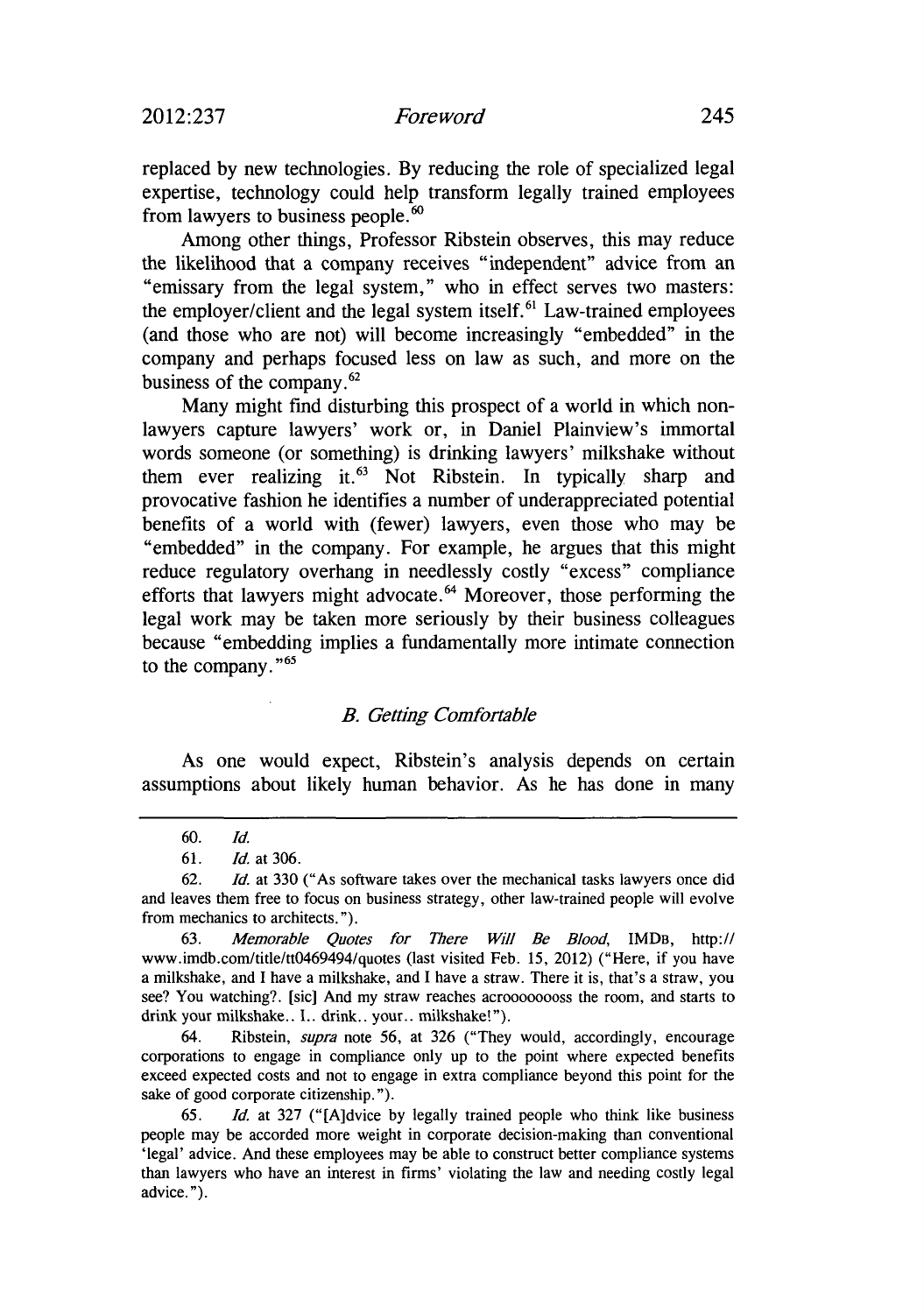replaced by new technologies. By reducing the role of specialized legal expertise, technology could help transform legally trained employees from lawyers to business people.[60]

Among other things, Professor Ribstein observes, this may reduce the likelihood that a company receives "independent" advice from an "emissary from the legal system," who in effect serves two masters: the employer/client and the legal system itself.[61] Law-trained employees (and those who are not) will become increasingly "embedded" in the company and perhaps focused less on law as such, and more on the business of the company.[62]

Many might find disturbing this prospect of a world in which non-lawyers capture lawyers' work or, in Daniel Plainview's immortal words someone (or something) is drinking lawyers' milkshake without them ever realizing it.[63] Not Ribstein. In typically sharp and provocative fashion he identifies a number of underappreciated potential benefits of a world with (fewer) lawyers, even those who may be "embedded" in the company. For example, he argues that this might reduce regulatory overhang in needlessly costly "excess" compliance efforts that lawyers might advocate.[64] Moreover, those performing the legal work may be taken more seriously by their business colleagues because "embedding implies a fundamentally more intimate connection to the company."[65]

### *B. Getting Comfortable*

As one would expect, Ribstein's analysis depends on certain assumptions about likely human behavior. As he has done in many

---

60. *Id.*

61. *Id.* at 306.

62. *Id.* at 330 ("As software takes over the mechanical tasks lawyers once did and leaves them free to focus on business strategy, other law-trained people will evolve from mechanics to architects.").

63. *Memorable Quotes for There Will Be Blood*, IMDB, http://www.imdb.com/title/tt0469494/quotes (last visited Feb. 15, 2012) ("Here, if you have a milkshake, and I have a milkshake, and I have a straw. There it is, that's a straw, you see? You watching?. [sic] And my straw reaches acroooooooss the room, and starts to drink your milkshake.. I.. drink.. your.. milkshake!").

64. Ribstein, *supra* note 56, at 326 ("They would, accordingly, encourage corporations to engage in compliance only up to the point where expected benefits exceed expected costs and not to engage in extra compliance beyond this point for the sake of good corporate citizenship.").

65. *Id.* at 327 ("[A]dvice by legally trained people who think like business people may be accorded more weight in corporate decision-making than conventional 'legal' advice. And these employees may be able to construct better compliance systems than lawyers who have an interest in firms' violating the law and needing costly legal advice.").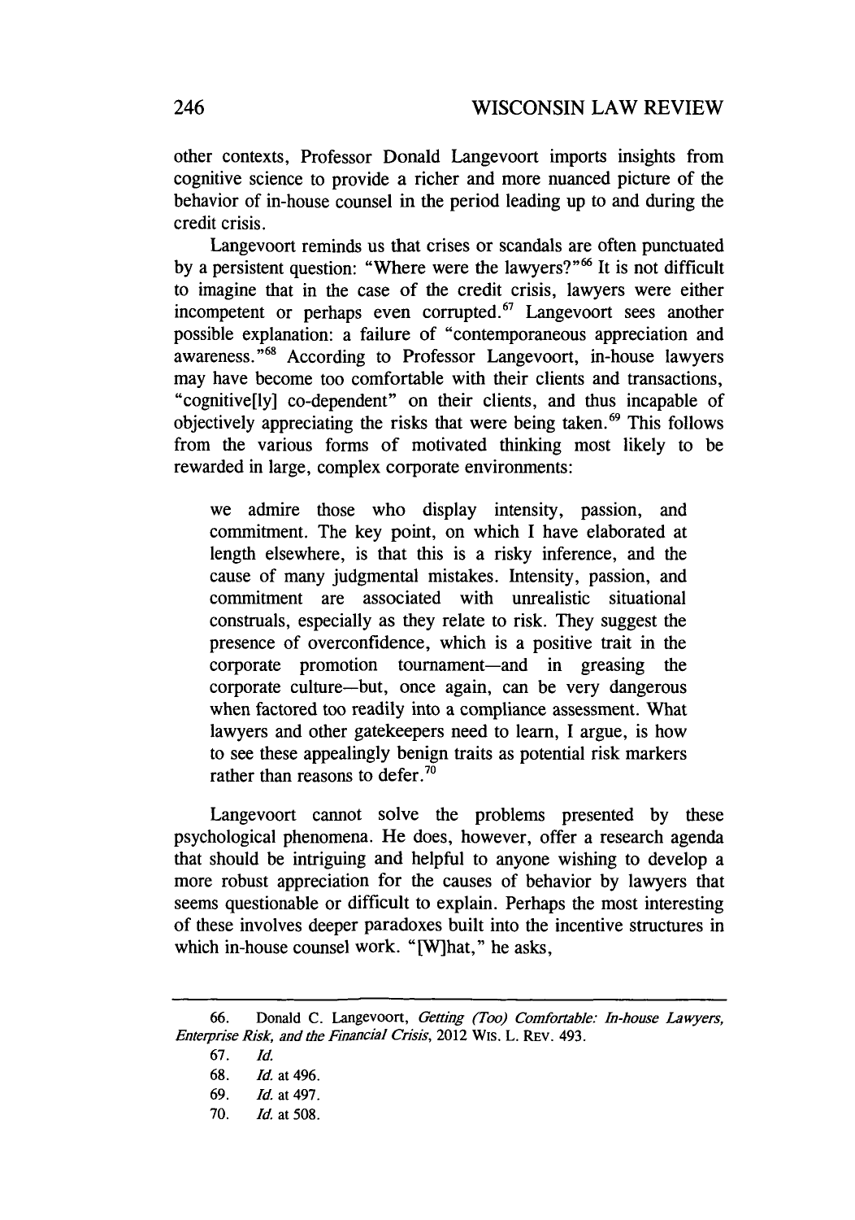other contexts, Professor Donald Langevoort imports insights from cognitive science to provide a richer and more nuanced picture of the behavior of in-house counsel in the period leading up to and during the credit crisis.

Langevoort reminds us that crises or scandals are often punctuated by a persistent question: "Where were the lawyers?"[66] It is not difficult to imagine that in the case of the credit crisis, lawyers were either incompetent or perhaps even corrupted.[67] Langevoort sees another possible explanation: a failure of "contemporaneous appreciation and awareness."[68] According to Professor Langevoort, in-house lawyers may have become too comfortable with their clients and transactions, "cognitive[ly] co-dependent" on their clients, and thus incapable of objectively appreciating the risks that were being taken.[69] This follows from the various forms of motivated thinking most likely to be rewarded in large, complex corporate environments:

> we admire those who display intensity, passion, and commitment. The key point, on which I have elaborated at length elsewhere, is that this is a risky inference, and the cause of many judgmental mistakes. Intensity, passion, and commitment are associated with unrealistic situational construals, especially as they relate to risk. They suggest the presence of overconfidence, which is a positive trait in the corporate promotion tournament—and in greasing the corporate culture—but, once again, can be very dangerous when factored too readily into a compliance assessment. What lawyers and other gatekeepers need to learn, I argue, is how to see these appealingly benign traits as potential risk markers rather than reasons to defer.[70]

Langevoort cannot solve the problems presented by these psychological phenomena. He does, however, offer a research agenda that should be intriguing and helpful to anyone wishing to develop a more robust appreciation for the causes of behavior by lawyers that seems questionable or difficult to explain. Perhaps the most interesting of these involves deeper paradoxes built into the incentive structures in which in-house counsel work. "[W]hat," he asks,

---

66. Donald C. Langevoort, *Getting (Too) Comfortable: In-house Lawyers, Enterprise Risk, and the Financial Crisis*, 2012 WIS. L. REV. 493.

67. *Id.*

68. *Id.* at 496.

69. *Id.* at 497.

70. *Id.* at 508.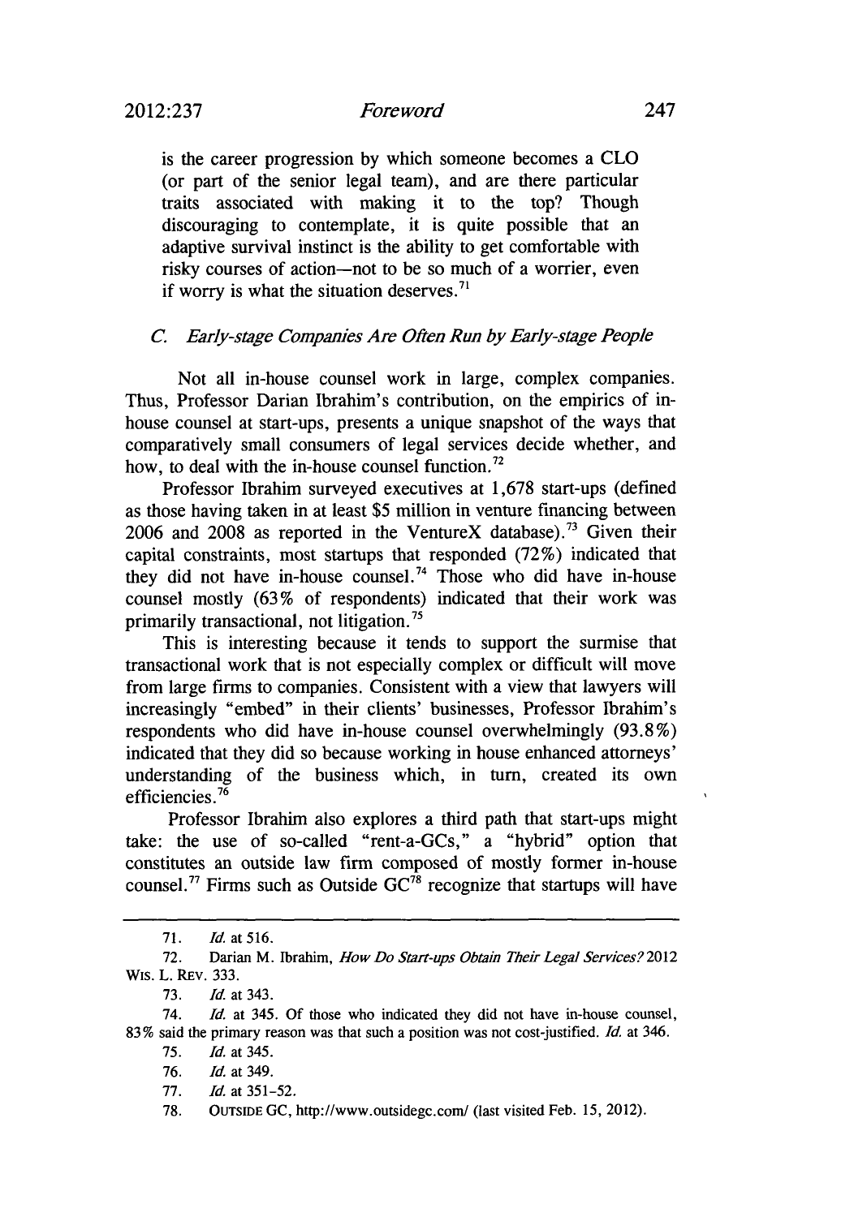is the career progression by which someone becomes a CLO (or part of the senior legal team), and are there particular traits associated with making it to the top? Though discouraging to contemplate, it is quite possible that an adaptive survival instinct is the ability to get comfortable with risky courses of action—not to be so much of a worrier, even if worry is what the situation deserves.[71]

### *C. Early-stage Companies Are Often Run by Early-stage People*

Not all in-house counsel work in large, complex companies. Thus, Professor Darian Ibrahim's contribution, on the empirics of in-house counsel at start-ups, presents a unique snapshot of the ways that comparatively small consumers of legal services decide whether, and how, to deal with the in-house counsel function.[72]

Professor Ibrahim surveyed executives at 1,678 start-ups (defined as those having taken in at least $5 million in venture financing between 2006 and 2008 as reported in the VentureX database).[73] Given their capital constraints, most startups that responded (72%) indicated that they did not have in-house counsel.[74] Those who did have in-house counsel mostly (63% of respondents) indicated that their work was primarily transactional, not litigation.[75]

This is interesting because it tends to support the surmise that transactional work that is not especially complex or difficult will move from large firms to companies. Consistent with a view that lawyers will increasingly "embed" in their clients' businesses, Professor Ibrahim's respondents who did have in-house counsel overwhelmingly (93.8%) indicated that they did so because working in house enhanced attorneys' understanding of the business which, in turn, created its own efficiencies.[76]

Professor Ibrahim also explores a third path that start-ups might take: the use of so-called "rent-a-GCs," a "hybrid" option that constitutes an outside law firm composed of mostly former in-house counsel.[77] Firms such as Outside GC[78] recognize that startups will have

---

71. *Id.* at 516.

72. Darian M. Ibrahim, *How Do Start-ups Obtain Their Legal Services?* 2012 WIS. L. REV. 333.

73. *Id.* at 343.

74. *Id.* at 345. Of those who indicated they did not have in-house counsel, 83% said the primary reason was that such a position was not cost-justified. *Id.* at 346.

75. *Id.* at 345.

76. *Id.* at 349.

77. *Id.* at 351–52.

78. OUTSIDE GC, http://www.outsidegc.com/ (last visited Feb. 15, 2012).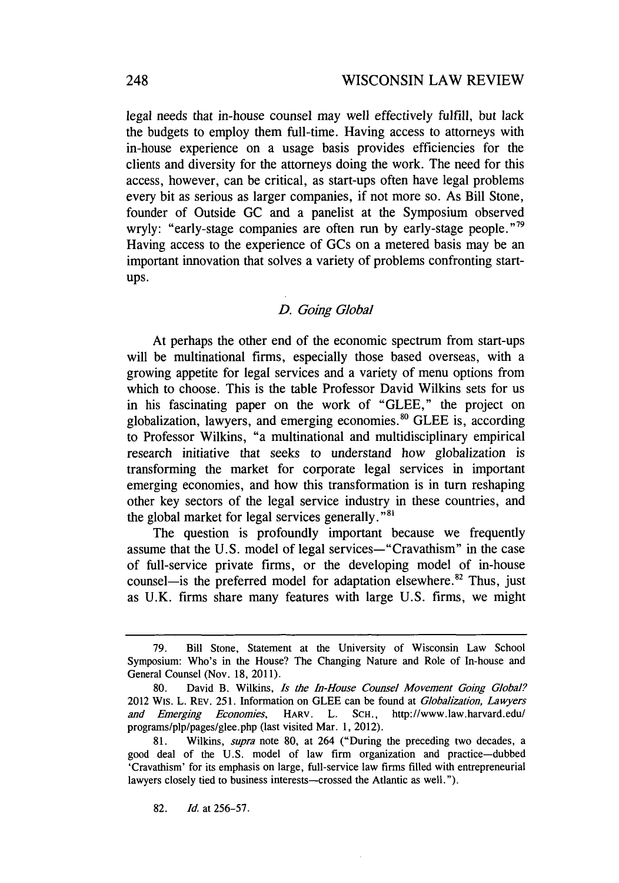legal needs that in-house counsel may well effectively fulfill, but lack the budgets to employ them full-time. Having access to attorneys with in-house experience on a usage basis provides efficiencies for the clients and diversity for the attorneys doing the work. The need for this access, however, can be critical, as start-ups often have legal problems every bit as serious as larger companies, if not more so. As Bill Stone, founder of Outside GC and a panelist at the Symposium observed wryly: "early-stage companies are often run by early-stage people."[79] Having access to the experience of GCs on a metered basis may be an important innovation that solves a variety of problems confronting start-ups.

### *D. Going Global*

At perhaps the other end of the economic spectrum from start-ups will be multinational firms, especially those based overseas, with a growing appetite for legal services and a variety of menu options from which to choose. This is the table Professor David Wilkins sets for us in his fascinating paper on the work of "GLEE," the project on globalization, lawyers, and emerging economies.[80] GLEE is, according to Professor Wilkins, "a multinational and multidisciplinary empirical research initiative that seeks to understand how globalization is transforming the market for corporate legal services in important emerging economies, and how this transformation is in turn reshaping other key sectors of the legal service industry in these countries, and the global market for legal services generally."[81]

The question is profoundly important because we frequently assume that the U.S. model of legal services—"Cravathism" in the case of full-service private firms, or the developing model of in-house counsel—is the preferred model for adaptation elsewhere.[82] Thus, just as U.K. firms share many features with large U.S. firms, we might

---

79. Bill Stone, Statement at the University of Wisconsin Law School Symposium: Who's in the House? The Changing Nature and Role of In-house and General Counsel (Nov. 18, 2011).

80. David B. Wilkins, *Is the In-House Counsel Movement Going Global?* 2012 WIS. L. REV. 251. Information on GLEE can be found at *Globalization, Lawyers and Emerging Economies*, HARV. L. SCH., http://www.law.harvard.edu/programs/plp/pages/glee.php (last visited Mar. 1, 2012).

81. Wilkins, *supra* note 80, at 264 ("During the preceding two decades, a good deal of the U.S. model of law firm organization and practice—dubbed 'Cravathism' for its emphasis on large, full-service law firms filled with entrepreneurial lawyers closely tied to business interests—crossed the Atlantic as well.").

82. *Id.* at 256-57.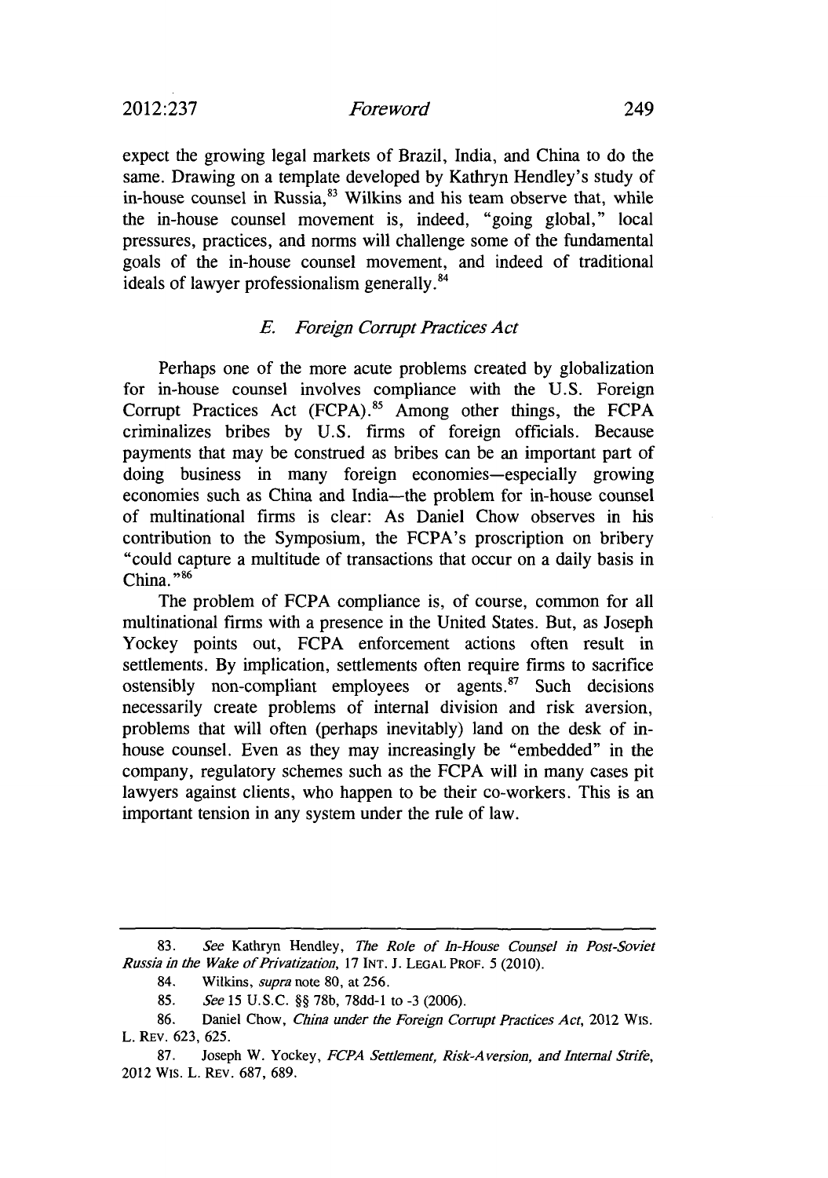expect the growing legal markets of Brazil, India, and China to do the same. Drawing on a template developed by Kathryn Hendley's study of in-house counsel in Russia,[83] Wilkins and his team observe that, while the in-house counsel movement is, indeed, "going global," local pressures, practices, and norms will challenge some of the fundamental goals of the in-house counsel movement, and indeed of traditional ideals of lawyer professionalism generally.[84]

### *E. Foreign Corrupt Practices Act*

Perhaps one of the more acute problems created by globalization for in-house counsel involves compliance with the U.S. Foreign Corrupt Practices Act (FCPA).[85] Among other things, the FCPA criminalizes bribes by U.S. firms of foreign officials. Because payments that may be construed as bribes can be an important part of doing business in many foreign economies—especially growing economies such as China and India—the problem for in-house counsel of multinational firms is clear: As Daniel Chow observes in his contribution to the Symposium, the FCPA's proscription on bribery "could capture a multitude of transactions that occur on a daily basis in China."[86]

The problem of FCPA compliance is, of course, common for all multinational firms with a presence in the United States. But, as Joseph Yockey points out, FCPA enforcement actions often result in settlements. By implication, settlements often require firms to sacrifice ostensibly non-compliant employees or agents.[87] Such decisions necessarily create problems of internal division and risk aversion, problems that will often (perhaps inevitably) land on the desk of in-house counsel. Even as they may increasingly be "embedded" in the company, regulatory schemes such as the FCPA will in many cases pit lawyers against clients, who happen to be their co-workers. This is an important tension in any system under the rule of law.

---

83. *See* Kathryn Hendley, *The Role of In-House Counsel in Post-Soviet Russia in the Wake of Privatization*, 17 INT. J. LEGAL PROF. 5 (2010).

84. Wilkins, *supra* note 80, at 256.

85. *See* 15 U.S.C. §§ 78b, 78dd-1 to -3 (2006).

86. Daniel Chow, *China under the Foreign Corrupt Practices Act*, 2012 WIS. L. REV. 623, 625.

87. Joseph W. Yockey, *FCPA Settlement, Risk-Aversion, and Internal Strife*, 2012 WIS. L. REV. 687, 689.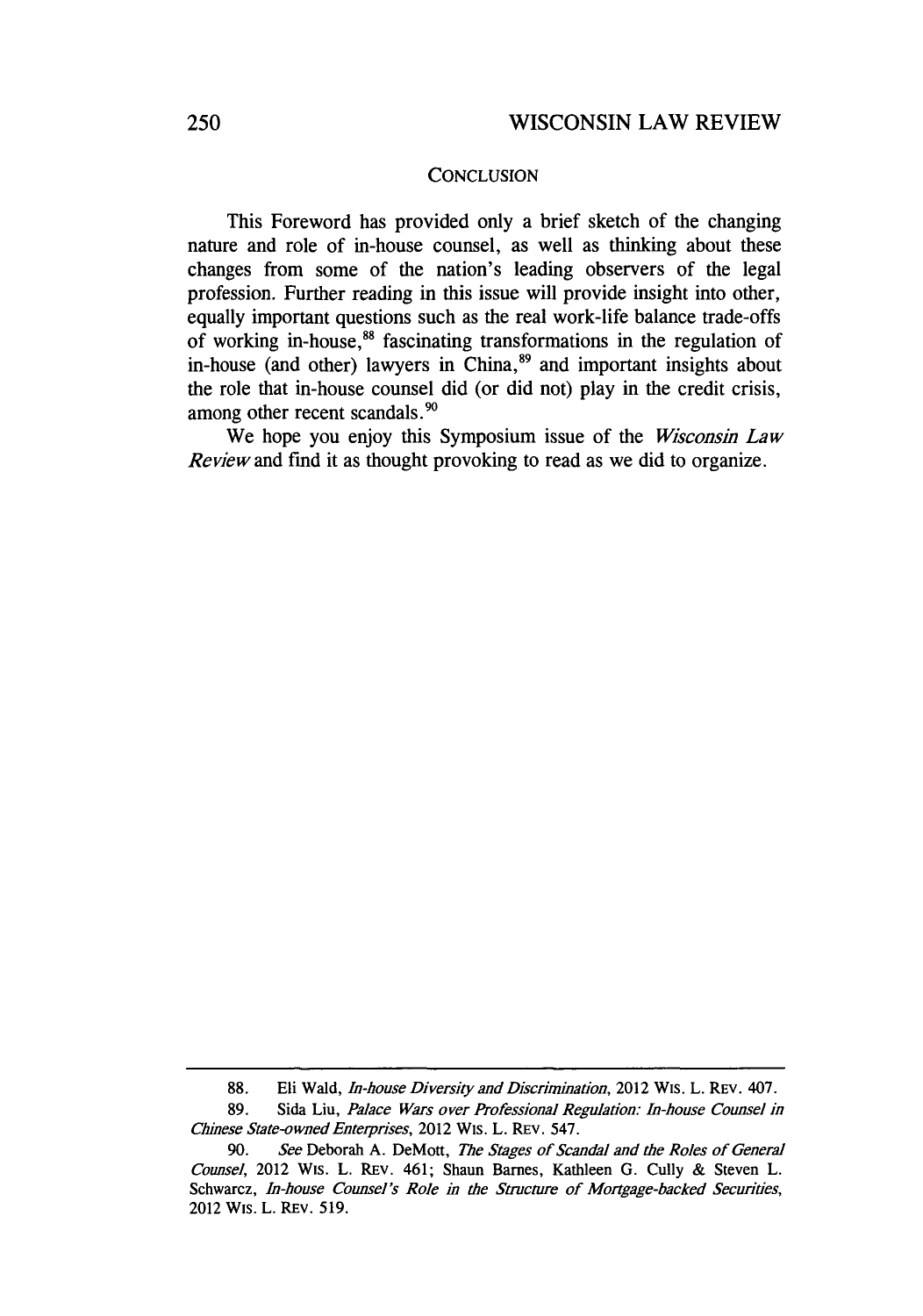## CONCLUSION

This Foreword has provided only a brief sketch of the changing nature and role of in-house counsel, as well as thinking about these changes from some of the nation's leading observers of the legal profession. Further reading in this issue will provide insight into other, equally important questions such as the real work-life balance trade-offs of working in-house,[88] fascinating transformations in the regulation of in-house (and other) lawyers in China,[89] and important insights about the role that in-house counsel did (or did not) play in the credit crisis, among other recent scandals.[90]

We hope you enjoy this Symposium issue of the *Wisconsin Law Review* and find it as thought provoking to read as we did to organize.

---

88. Eli Wald, *In-house Diversity and Discrimination*, 2012 WIS. L. REV. 407.

89. Sida Liu, *Palace Wars over Professional Regulation: In-house Counsel in Chinese State-owned Enterprises*, 2012 WIS. L. REV. 547.

90. *See* Deborah A. DeMott, *The Stages of Scandal and the Roles of General Counsel*, 2012 WIS. L. REV. 461; Shaun Barnes, Kathleen G. Cully & Steven L. Schwarcz, *In-house Counsel's Role in the Structure of Mortgage-backed Securities*, 2012 WIS. L. REV. 519.